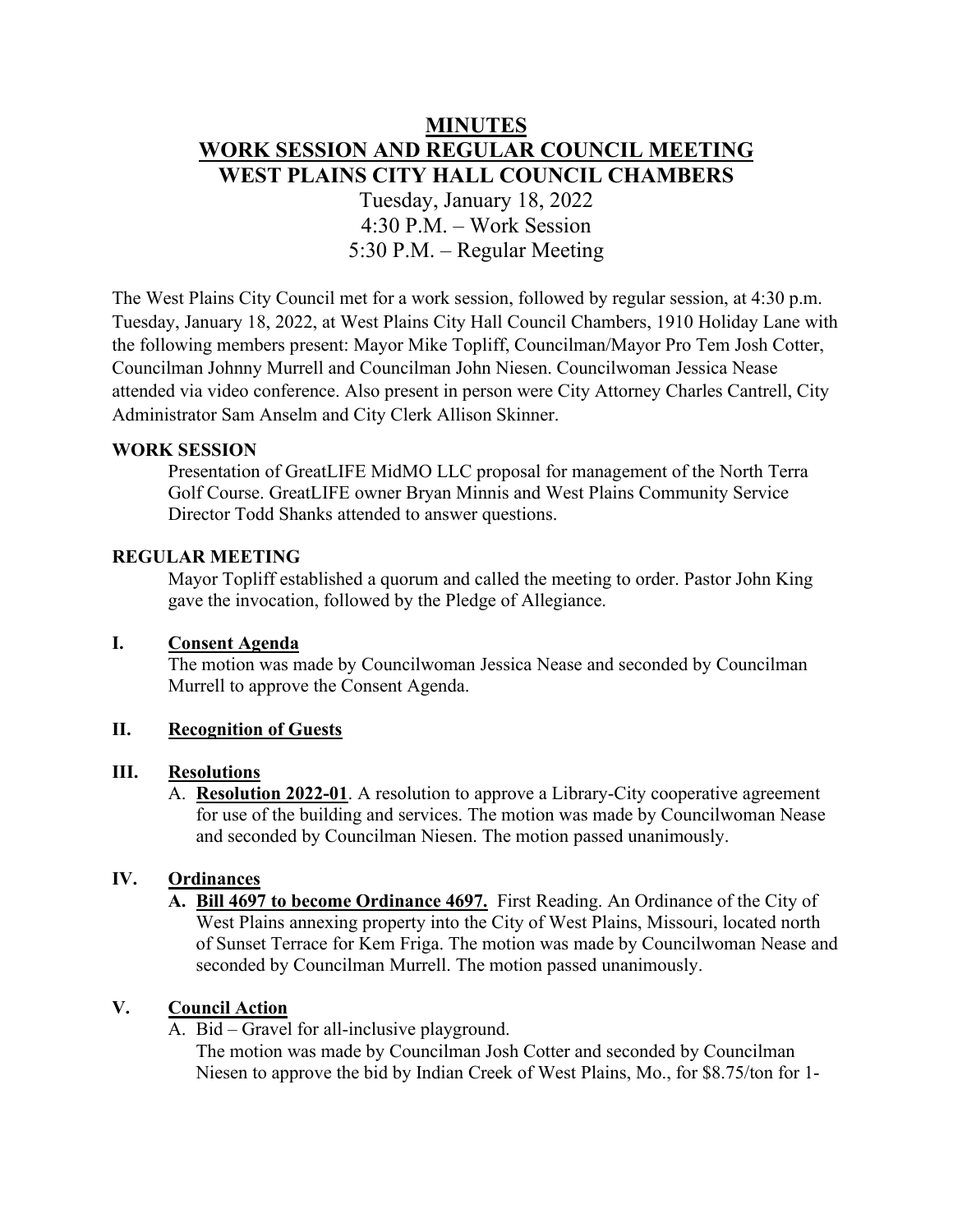# MINUTES
# WORK SESSION AND REGULAR COUNCIL MEETING
# WEST PLAINS CITY HALL COUNCIL CHAMBERS

Tuesday, January 18, 2022
4:30 P.M. – Work Session
5:30 P.M. – Regular Meeting

The West Plains City Council met for a work session, followed by regular session, at 4:30 p.m. Tuesday, January 18, 2022, at West Plains City Hall Council Chambers, 1910 Holiday Lane with the following members present: Mayor Mike Topliff, Councilman/Mayor Pro Tem Josh Cotter, Councilman Johnny Murrell and Councilman John Niesen. Councilwoman Jessica Nease attended via video conference. Also present in person were City Attorney Charles Cantrell, City Administrator Sam Anselm and City Clerk Allison Skinner.

**WORK SESSION**

Presentation of GreatLIFE MidMO LLC proposal for management of the North Terra Golf Course. GreatLIFE owner Bryan Minnis and West Plains Community Service Director Todd Shanks attended to answer questions.

**REGULAR MEETING**

Mayor Topliff established a quorum and called the meeting to order. Pastor John King gave the invocation, followed by the Pledge of Allegiance.

**I. Consent Agenda**

The motion was made by Councilwoman Jessica Nease and seconded by Councilman Murrell to approve the Consent Agenda.

**II. Recognition of Guests**

**III. Resolutions**

A. **Resolution 2022-01**. A resolution to approve a Library-City cooperative agreement for use of the building and services. The motion was made by Councilwoman Nease and seconded by Councilman Niesen. The motion passed unanimously.

**IV. Ordinances**

**A. Bill 4697 to become Ordinance 4697.** First Reading. An Ordinance of the City of West Plains annexing property into the City of West Plains, Missouri, located north of Sunset Terrace for Kem Friga. The motion was made by Councilwoman Nease and seconded by Councilman Murrell. The motion passed unanimously.

**V. Council Action**

A. Bid – Gravel for all-inclusive playground.
The motion was made by Councilman Josh Cotter and seconded by Councilman Niesen to approve the bid by Indian Creek of West Plains, Mo., for $8.75/ton for 1-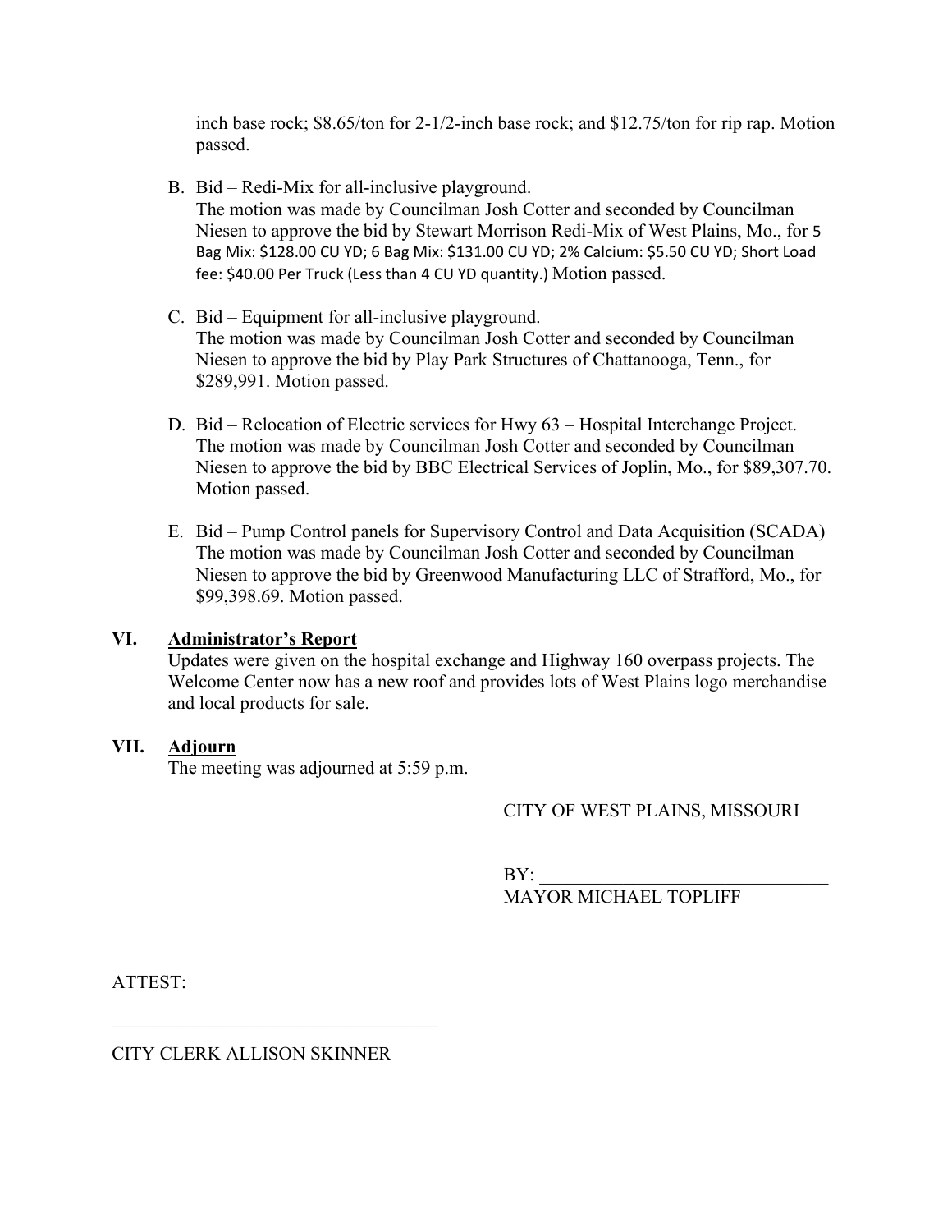inch base rock; $8.65/ton for 2-1/2-inch base rock; and $12.75/ton for rip rap. Motion passed.

B. Bid – Redi-Mix for all-inclusive playground.
The motion was made by Councilman Josh Cotter and seconded by Councilman Niesen to approve the bid by Stewart Morrison Redi-Mix of West Plains, Mo., for 5 Bag Mix: $128.00 CU YD; 6 Bag Mix: $131.00 CU YD; 2% Calcium: $5.50 CU YD; Short Load fee: $40.00 Per Truck (Less than 4 CU YD quantity.) Motion passed.

C. Bid – Equipment for all-inclusive playground.
The motion was made by Councilman Josh Cotter and seconded by Councilman Niesen to approve the bid by Play Park Structures of Chattanooga, Tenn., for $289,991. Motion passed.

D. Bid – Relocation of Electric services for Hwy 63 – Hospital Interchange Project.
The motion was made by Councilman Josh Cotter and seconded by Councilman Niesen to approve the bid by BBC Electrical Services of Joplin, Mo., for $89,307.70. Motion passed.

E. Bid – Pump Control panels for Supervisory Control and Data Acquisition (SCADA)
The motion was made by Councilman Josh Cotter and seconded by Councilman Niesen to approve the bid by Greenwood Manufacturing LLC of Strafford, Mo., for $99,398.69. Motion passed.

## VI. Administrator's Report

Updates were given on the hospital exchange and Highway 160 overpass projects. The Welcome Center now has a new roof and provides lots of West Plains logo merchandise and local products for sale.

## VII. Adjourn

The meeting was adjourned at 5:59 p.m.

CITY OF WEST PLAINS, MISSOURI

BY: _______________________________
MAYOR MICHAEL TOPLIFF

ATTEST:

___________________________________
CITY CLERK ALLISON SKINNER